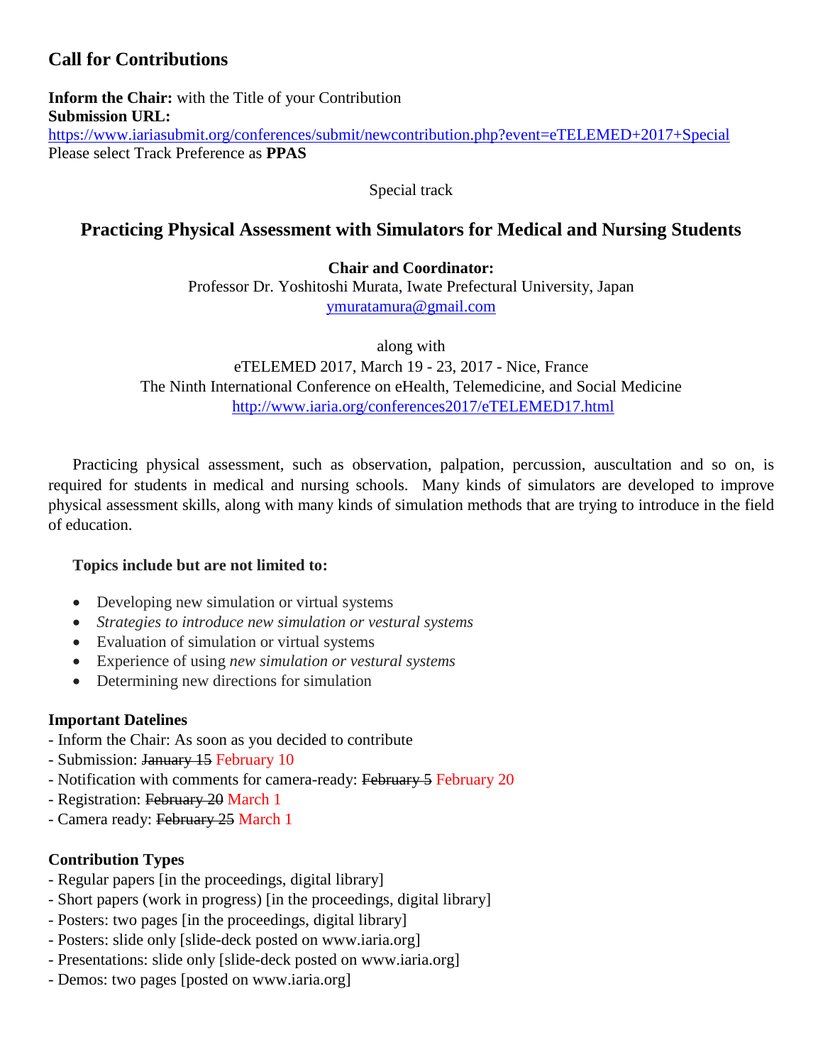## Call for Contributions

**Inform the Chair:** with the Title of your Contribution
**Submission URL:**
https://www.iariasubmit.org/conferences/submit/newcontribution.php?event=eTELEMED+2017+Special
Please select Track Preference as **PPAS**

Special track

# Practicing Physical Assessment with Simulators for Medical and Nursing Students

**Chair and Coordinator:**
Professor Dr. Yoshitoshi Murata, Iwate Prefectural University, Japan
ymuratamura@gmail.com

along with
eTELEMED 2017, March 19 - 23, 2017 - Nice, France
The Ninth International Conference on eHealth, Telemedicine, and Social Medicine
http://www.iaria.org/conferences2017/eTELEMED17.html

Practicing physical assessment, such as observation, palpation, percussion, auscultation and so on, is required for students in medical and nursing schools. Many kinds of simulators are developed to improve physical assessment skills, along with many kinds of simulation methods that are trying to introduce in the field of education.

**Topics include but are not limited to:**

- Developing new simulation or virtual systems
- *Strategies to introduce new simulation or vestural systems*
- Evaluation of simulation or virtual systems
- Experience of using *new simulation or vestural systems*
- Determining new directions for simulation

**Important Datelines**

- Inform the Chair: As soon as you decided to contribute
- Submission: ~~January 15~~ February 10
- Notification with comments for camera-ready: ~~February 5~~ February 20
- Registration: ~~February 20~~ March 1
- Camera ready: ~~February 25~~ March 1

**Contribution Types**

- Regular papers [in the proceedings, digital library]
- Short papers (work in progress) [in the proceedings, digital library]
- Posters: two pages [in the proceedings, digital library]
- Posters: slide only [slide-deck posted on www.iaria.org]
- Presentations: slide only [slide-deck posted on www.iaria.org]
- Demos: two pages [posted on www.iaria.org]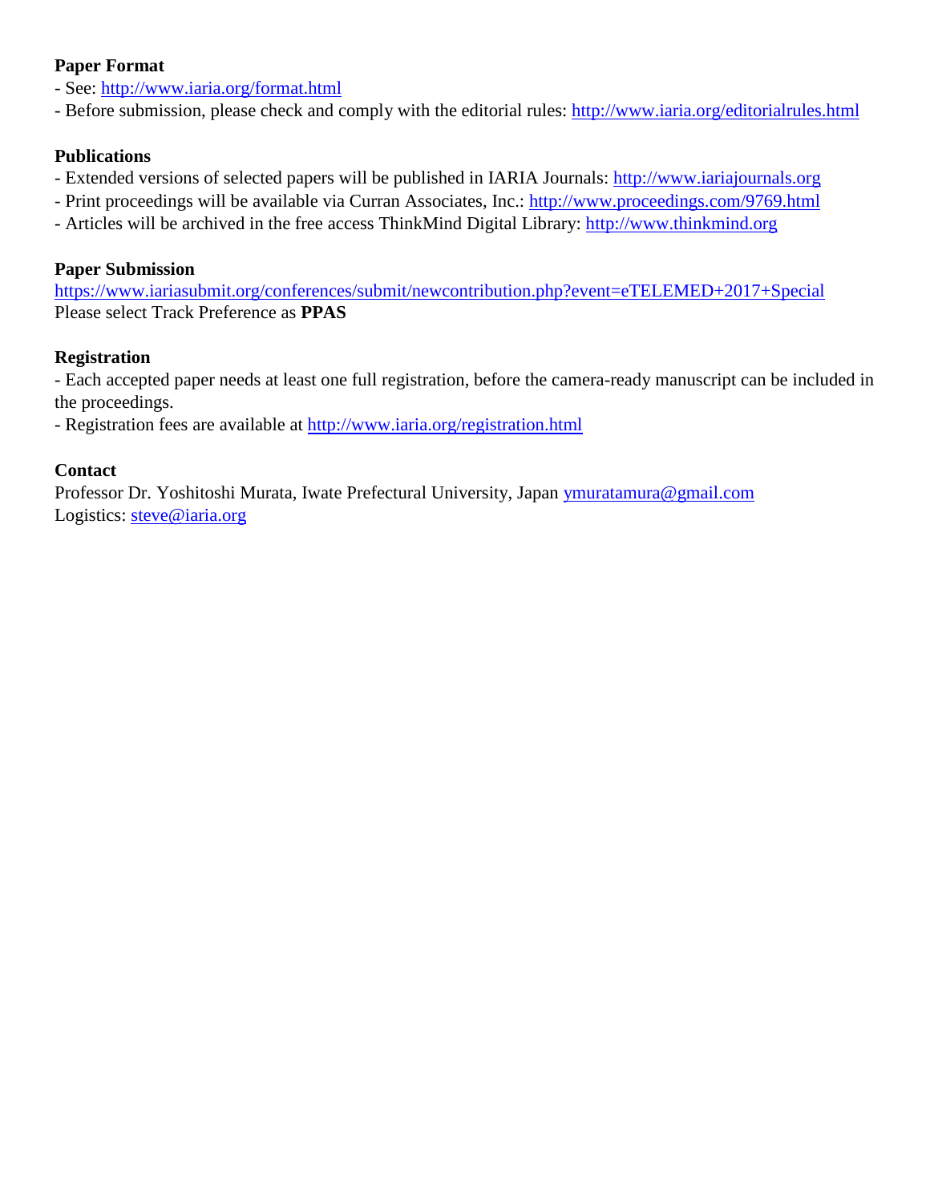**Paper Format**

- See: http://www.iaria.org/format.html
- Before submission, please check and comply with the editorial rules: http://www.iaria.org/editorialrules.html

**Publications**

- Extended versions of selected papers will be published in IARIA Journals: http://www.iariajournals.org
- Print proceedings will be available via Curran Associates, Inc.: http://www.proceedings.com/9769.html
- Articles will be archived in the free access ThinkMind Digital Library: http://www.thinkmind.org

**Paper Submission**

https://www.iariasubmit.org/conferences/submit/newcontribution.php?event=eTELEMED+2017+Special
Please select Track Preference as **PPAS**

**Registration**

- Each accepted paper needs at least one full registration, before the camera-ready manuscript can be included in the proceedings.
- Registration fees are available at http://www.iaria.org/registration.html

**Contact**

Professor Dr. Yoshitoshi Murata, Iwate Prefectural University, Japan ymuratamura@gmail.com
Logistics: steve@iaria.org